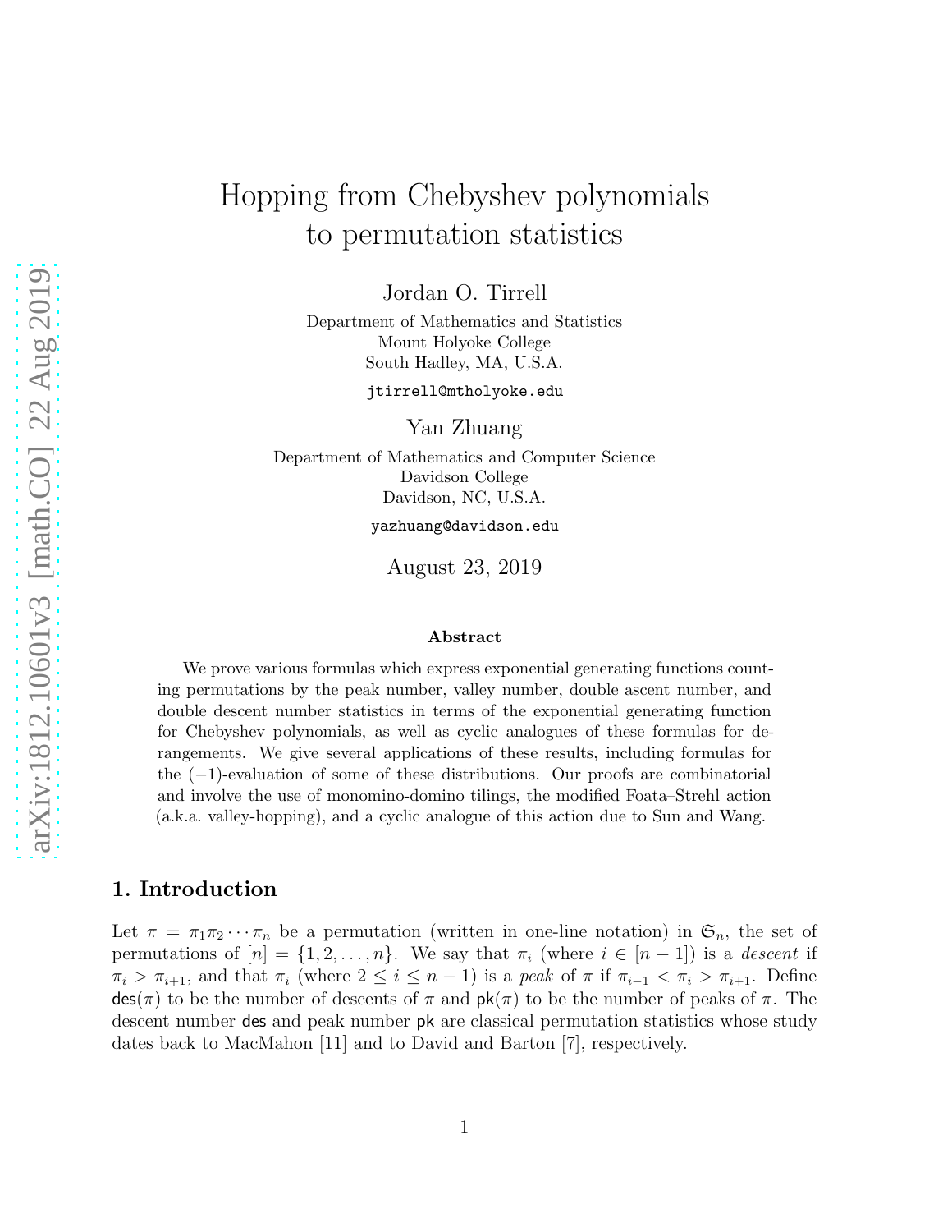# Hopping from Chebyshev polynomials to permutation statistics

Jordan O. Tirrell

Department of Mathematics and Statistics
Mount Holyoke College
South Hadley, MA, U.S.A.

jtirrell@mtholyoke.edu

Yan Zhuang

Department of Mathematics and Computer Science
Davidson College
Davidson, NC, U.S.A.

yazhuang@davidson.edu

August 23, 2019

### Abstract

We prove various formulas which express exponential generating functions counting permutations by the peak number, valley number, double ascent number, and double descent number statistics in terms of the exponential generating function for Chebyshev polynomials, as well as cyclic analogues of these formulas for derangements. We give several applications of these results, including formulas for the $(-1)$-evaluation of some of these distributions. Our proofs are combinatorial and involve the use of monomino-domino tilings, the modified Foata–Strehl action (a.k.a. valley-hopping), and a cyclic analogue of this action due to Sun and Wang.

## 1. Introduction

Let $\pi = \pi_1\pi_2\cdots\pi_n$ be a permutation (written in one-line notation) in $\mathfrak{S}_n$, the set of permutations of $[n] = \{1, 2, \ldots, n\}$. We say that $\pi_i$ (where $i \in [n-1]$) is a *descent* if $\pi_i > \pi_{i+1}$, and that $\pi_i$ (where $2 \leq i \leq n-1$) is a *peak* of $\pi$ if $\pi_{i-1} < \pi_i > \pi_{i+1}$. Define $\mathsf{des}(\pi)$ to be the number of descents of $\pi$ and $\mathsf{pk}(\pi)$ to be the number of peaks of $\pi$. The descent number $\mathsf{des}$ and peak number $\mathsf{pk}$ are classical permutation statistics whose study dates back to MacMahon [11] and to David and Barton [7], respectively.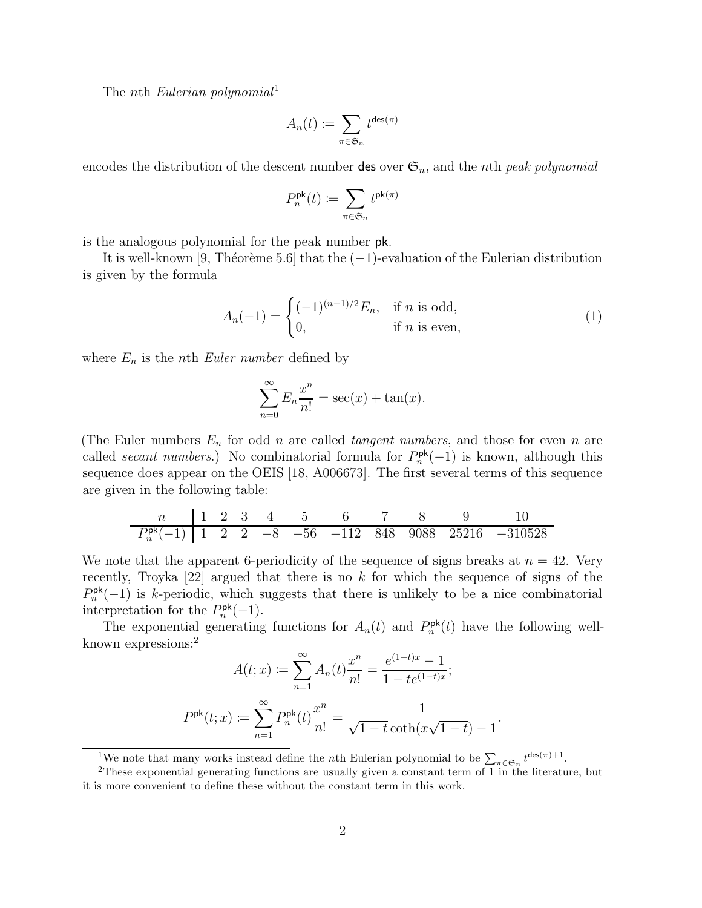The $n$th *Eulerian polynomial*[1]

$$A_n(t) \coloneqq \sum_{\pi \in \mathfrak{S}_n} t^{\mathsf{des}(\pi)}$$

encodes the distribution of the descent number $\mathsf{des}$ over $\mathfrak{S}_n$, and the $n$th *peak polynomial*

$$P_n^{\mathsf{pk}}(t) \coloneqq \sum_{\pi \in \mathfrak{S}_n} t^{\mathsf{pk}(\pi)}$$

is the analogous polynomial for the peak number $\mathsf{pk}$.

It is well-known [9, Théorème 5.6] that the $(-1)$-evaluation of the Eulerian distribution is given by the formula

$$A_n(-1) = \begin{cases} (-1)^{(n-1)/2} E_n, & \text{if } n \text{ is odd,} \\ 0, & \text{if } n \text{ is even,} \end{cases} \tag{1}$$

where $E_n$ is the $n$th *Euler number* defined by

$$\sum_{n=0}^{\infty} E_n \frac{x^n}{n!} = \sec(x) + \tan(x).$$

(The Euler numbers $E_n$ for odd $n$ are called *tangent numbers*, and those for even $n$ are called *secant numbers*.) No combinatorial formula for $P_n^{\mathsf{pk}}(-1)$ is known, although this sequence does appear on the OEIS [18, A006673]. The first several terms of this sequence are given in the following table:

| $n$ | 1 | 2 | 3 | 4 | 5 | 6 | 7 | 8 | 9 | 10 |
|---|---|---|---|---|---|---|---|---|---|---|
| $P_n^{\mathsf{pk}}(-1)$ | 1 | 2 | 2 | $-8$ | $-56$ | $-112$ | 848 | 9088 | 25216 | $-310528$ |

We note that the apparent 6-periodicity of the sequence of signs breaks at $n = 42$. Very recently, Troyka [22] argued that there is no $k$ for which the sequence of signs of the $P_n^{\mathsf{pk}}(-1)$ is $k$-periodic, which suggests that there is unlikely to be a nice combinatorial interpretation for the $P_n^{\mathsf{pk}}(-1)$.

The exponential generating functions for $A_n(t)$ and $P_n^{\mathsf{pk}}(t)$ have the following well-known expressions:[2]

$$A(t;x) \coloneqq \sum_{n=1}^{\infty} A_n(t) \frac{x^n}{n!} = \frac{e^{(1-t)x} - 1}{1 - te^{(1-t)x}};$$

$$P^{\mathsf{pk}}(t;x) \coloneqq \sum_{n=1}^{\infty} P_n^{\mathsf{pk}}(t) \frac{x^n}{n!} = \frac{1}{\sqrt{1-t}\coth(x\sqrt{1-t}) - 1}.$$

[1] We note that many works instead define the $n$th Eulerian polynomial to be $\sum_{\pi \in \mathfrak{S}_n} t^{\mathsf{des}(\pi)+1}$.

[2] These exponential generating functions are usually given a constant term of 1 in the literature, but it is more convenient to define these without the constant term in this work.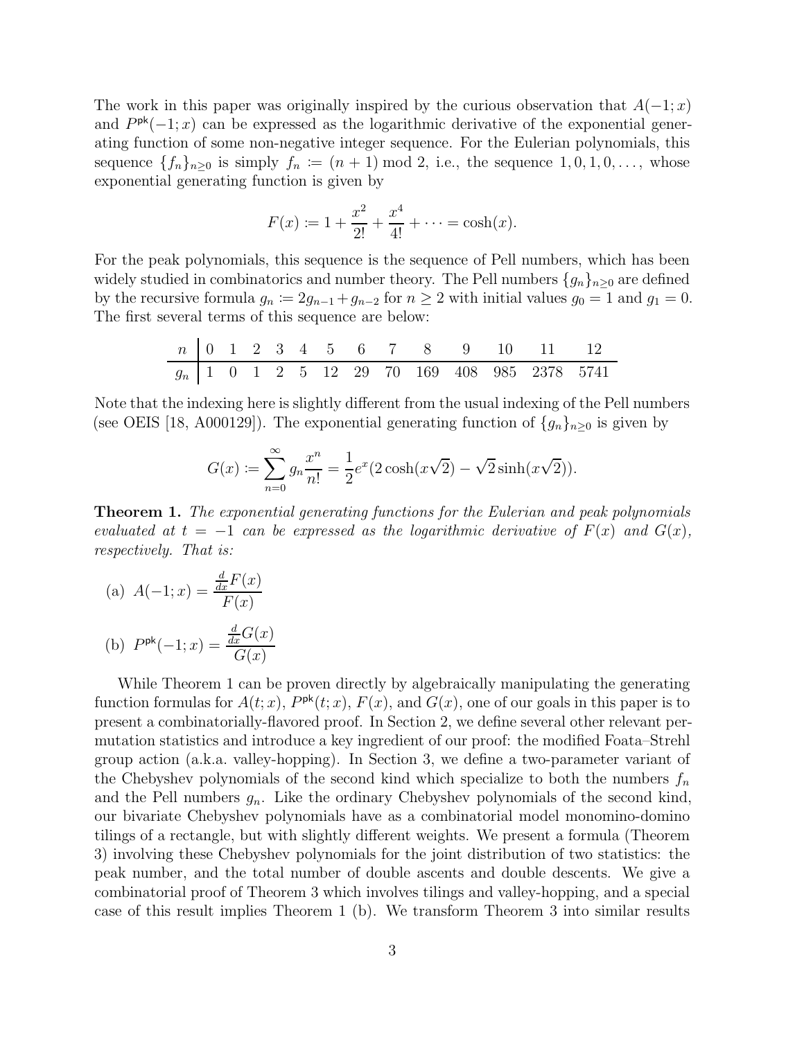The work in this paper was originally inspired by the curious observation that $A(-1;x)$ and $P^{\mathsf{pk}}(-1;x)$ can be expressed as the logarithmic derivative of the exponential generating function of some non-negative integer sequence. For the Eulerian polynomials, this sequence $\{f_n\}_{n\geq 0}$ is simply $f_n \coloneqq (n+1) \bmod 2$, i.e., the sequence $1,0,1,0,\ldots$, whose exponential generating function is given by

$$F(x) \coloneqq 1 + \frac{x^2}{2!} + \frac{x^4}{4!} + \cdots = \cosh(x).$$

For the peak polynomials, this sequence is the sequence of Pell numbers, which has been widely studied in combinatorics and number theory. The Pell numbers $\{g_n\}_{n\geq 0}$ are defined by the recursive formula $g_n \coloneqq 2g_{n-1} + g_{n-2}$ for $n \geq 2$ with initial values $g_0 = 1$ and $g_1 = 0$. The first several terms of this sequence are below:

| $n$ | 0 | 1 | 2 | 3 | 4 | 5 | 6 | 7 | 8 | 9 | 10 | 11 | 12 |
|---|---|---|---|---|---|---|---|---|---|---|---|---|---|
| $g_n$ | 1 | 0 | 1 | 2 | 5 | 12 | 29 | 70 | 169 | 408 | 985 | 2378 | 5741 |

Note that the indexing here is slightly different from the usual indexing of the Pell numbers (see OEIS [18, A000129]). The exponential generating function of $\{g_n\}_{n\geq 0}$ is given by

$$G(x) \coloneqq \sum_{n=0}^{\infty} g_n \frac{x^n}{n!} = \frac{1}{2}e^x(2\cosh(x\sqrt{2}) - \sqrt{2}\sinh(x\sqrt{2})).$$

**Theorem 1.** *The exponential generating functions for the Eulerian and peak polynomials evaluated at $t = -1$ can be expressed as the logarithmic derivative of $F(x)$ and $G(x)$, respectively. That is:*

(a) $A(-1;x) = \dfrac{\frac{d}{dx}F(x)}{F(x)}$

(b) $P^{\mathsf{pk}}(-1;x) = \dfrac{\frac{d}{dx}G(x)}{G(x)}$

While Theorem 1 can be proven directly by algebraically manipulating the generating function formulas for $A(t;x)$, $P^{\mathsf{pk}}(t;x)$, $F(x)$, and $G(x)$, one of our goals in this paper is to present a combinatorially-flavored proof. In Section 2, we define several other relevant permutation statistics and introduce a key ingredient of our proof: the modified Foata–Strehl group action (a.k.a. valley-hopping). In Section 3, we define a two-parameter variant of the Chebyshev polynomials of the second kind which specialize to both the numbers $f_n$ and the Pell numbers $g_n$. Like the ordinary Chebyshev polynomials of the second kind, our bivariate Chebyshev polynomials have as a combinatorial model monomino-domino tilings of a rectangle, but with slightly different weights. We present a formula (Theorem 3) involving these Chebyshev polynomials for the joint distribution of two statistics: the peak number, and the total number of double ascents and double descents. We give a combinatorial proof of Theorem 3 which involves tilings and valley-hopping, and a special case of this result implies Theorem 1 (b). We transform Theorem 3 into similar results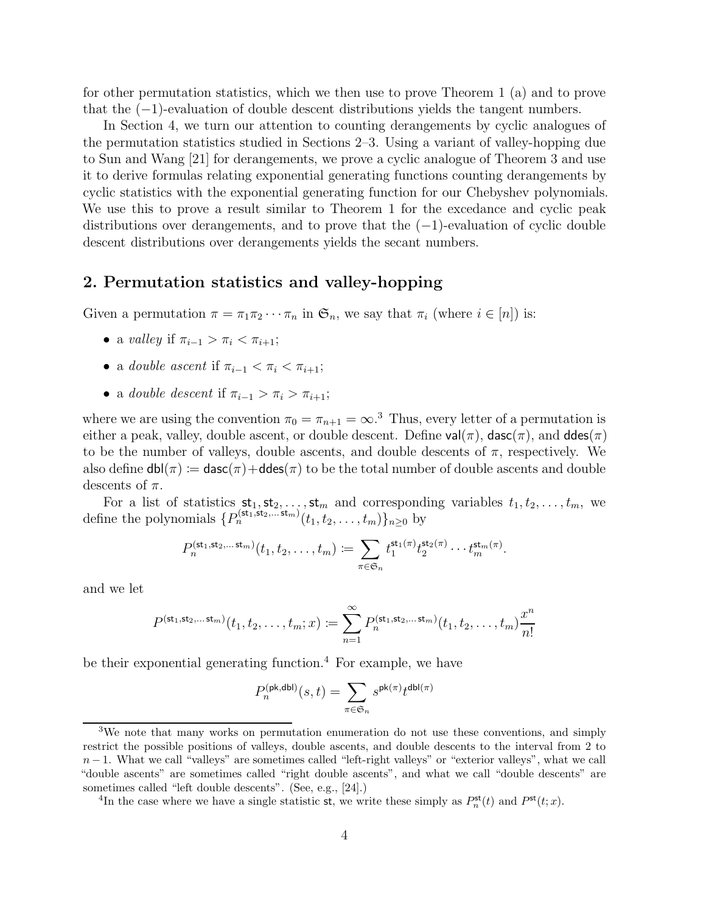for other permutation statistics, which we then use to prove Theorem 1 (a) and to prove that the $(-1)$-evaluation of double descent distributions yields the tangent numbers.

In Section 4, we turn our attention to counting derangements by cyclic analogues of the permutation statistics studied in Sections 2–3. Using a variant of valley-hopping due to Sun and Wang [21] for derangements, we prove a cyclic analogue of Theorem 3 and use it to derive formulas relating exponential generating functions counting derangements by cyclic statistics with the exponential generating function for our Chebyshev polynomials. We use this to prove a result similar to Theorem 1 for the excedance and cyclic peak distributions over derangements, and to prove that the $(-1)$-evaluation of cyclic double descent distributions over derangements yields the secant numbers.

## 2. Permutation statistics and valley-hopping

Given a permutation $\pi = \pi_1\pi_2\cdots\pi_n$ in $\mathfrak{S}_n$, we say that $\pi_i$ (where $i \in [n]$) is:

- a *valley* if $\pi_{i-1} > \pi_i < \pi_{i+1}$;
- a *double ascent* if $\pi_{i-1} < \pi_i < \pi_{i+1}$;
- a *double descent* if $\pi_{i-1} > \pi_i > \pi_{i+1}$;

where we are using the convention $\pi_0 = \pi_{n+1} = \infty$.[3] Thus, every letter of a permutation is either a peak, valley, double ascent, or double descent. Define $\mathsf{val}(\pi)$, $\mathsf{dasc}(\pi)$, and $\mathsf{ddes}(\pi)$ to be the number of valleys, double ascents, and double descents of $\pi$, respectively. We also define $\mathsf{dbl}(\pi) \coloneqq \mathsf{dasc}(\pi)+\mathsf{ddes}(\pi)$ to be the total number of double ascents and double descents of $\pi$.

For a list of statistics $\mathsf{st}_1, \mathsf{st}_2, \ldots, \mathsf{st}_m$ and corresponding variables $t_1, t_2, \ldots, t_m$, we define the polynomials $\{P_n^{(\mathsf{st}_1,\mathsf{st}_2,\ldots\mathsf{st}_m)}(t_1, t_2, \ldots, t_m)\}_{n\geq 0}$ by

$$P_n^{(\mathsf{st}_1,\mathsf{st}_2,\ldots\mathsf{st}_m)}(t_1, t_2, \ldots, t_m) \coloneqq \sum_{\pi\in\mathfrak{S}_n} t_1^{\mathsf{st}_1(\pi)} t_2^{\mathsf{st}_2(\pi)} \cdots t_m^{\mathsf{st}_m(\pi)}.$$

and we let

$$P^{(\mathsf{st}_1,\mathsf{st}_2,\ldots\mathsf{st}_m)}(t_1, t_2, \ldots, t_m; x) \coloneqq \sum_{n=1}^{\infty} P_n^{(\mathsf{st}_1,\mathsf{st}_2,\ldots\mathsf{st}_m)}(t_1, t_2, \ldots, t_m)\frac{x^n}{n!}$$

be their exponential generating function.[4] For example, we have

$$P_n^{(\mathsf{pk},\mathsf{dbl})}(s,t) = \sum_{\pi\in\mathfrak{S}_n} s^{\mathsf{pk}(\pi)} t^{\mathsf{dbl}(\pi)}$$

[3] We note that many works on permutation enumeration do not use these conventions, and simply restrict the possible positions of valleys, double ascents, and double descents to the interval from 2 to $n-1$. What we call "valleys" are sometimes called "left-right valleys" or "exterior valleys", what we call "double ascents" are sometimes called "right double ascents", and what we call "double descents" are sometimes called "left double descents". (See, e.g., [24].)

[4] In the case where we have a single statistic $\mathsf{st}$, we write these simply as $P_n^{\mathsf{st}}(t)$ and $P^{\mathsf{st}}(t; x)$.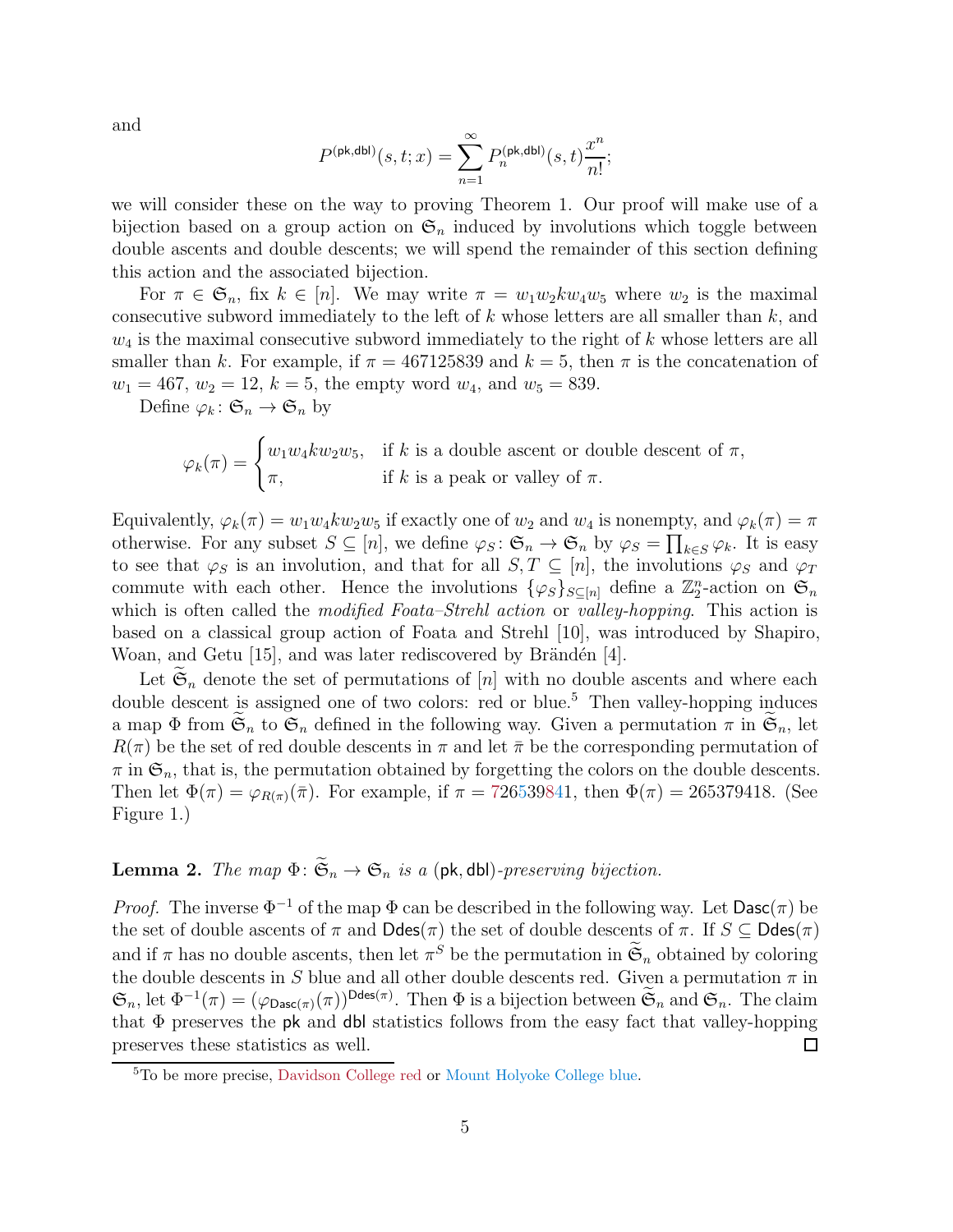and

$$P^{(\mathsf{pk},\mathsf{dbl})}(s,t;x)=\sum_{n=1}^{\infty}P_n^{(\mathsf{pk},\mathsf{dbl})}(s,t)\frac{x^n}{n!};$$

we will consider these on the way to proving Theorem 1. Our proof will make use of a bijection based on a group action on $\mathfrak{S}_n$ induced by involutions which toggle between double ascents and double descents; we will spend the remainder of this section defining this action and the associated bijection.

For $\pi \in \mathfrak{S}_n$, fix $k \in [n]$. We may write $\pi = w_1w_2kw_4w_5$ where $w_2$ is the maximal consecutive subword immediately to the left of $k$ whose letters are all smaller than $k$, and $w_4$ is the maximal consecutive subword immediately to the right of $k$ whose letters are all smaller than $k$. For example, if $\pi = 467125839$ and $k = 5$, then $\pi$ is the concatenation of $w_1 = 467$, $w_2 = 12$, $k = 5$, the empty word $w_4$, and $w_5 = 839$.

Define $\varphi_k \colon \mathfrak{S}_n \to \mathfrak{S}_n$ by

$$\varphi_k(\pi)=\begin{cases} w_1w_4kw_2w_5, & \text{if } k \text{ is a double ascent or double descent of } \pi,\\ \pi, & \text{if } k \text{ is a peak or valley of } \pi. \end{cases}$$

Equivalently, $\varphi_k(\pi) = w_1w_4kw_2w_5$ if exactly one of $w_2$ and $w_4$ is nonempty, and $\varphi_k(\pi) = \pi$ otherwise. For any subset $S \subseteq [n]$, we define $\varphi_S \colon \mathfrak{S}_n \to \mathfrak{S}_n$ by $\varphi_S = \prod_{k\in S}\varphi_k$. It is easy to see that $\varphi_S$ is an involution, and that for all $S, T \subseteq [n]$, the involutions $\varphi_S$ and $\varphi_T$ commute with each other. Hence the involutions $\{\varphi_S\}_{S\subseteq[n]}$ define a $\mathbb{Z}_2^n$-action on $\mathfrak{S}_n$ which is often called the *modified Foata–Strehl action* or *valley-hopping*. This action is based on a classical group action of Foata and Strehl [10], was introduced by Shapiro, Woan, and Getu [15], and was later rediscovered by Brändén [4].

Let $\widetilde{\mathfrak{S}}_n$ denote the set of permutations of $[n]$ with no double ascents and where each double descent is assigned one of two colors: red or blue.[5] Then valley-hopping induces a map $\Phi$ from $\widetilde{\mathfrak{S}}_n$ to $\mathfrak{S}_n$ defined in the following way. Given a permutation $\pi$ in $\widetilde{\mathfrak{S}}_n$, let $R(\pi)$ be the set of red double descents in $\pi$ and let $\bar{\pi}$ be the corresponding permutation of $\pi$ in $\mathfrak{S}_n$, that is, the permutation obtained by forgetting the colors on the double descents. Then let $\Phi(\pi) = \varphi_{R(\pi)}(\bar{\pi})$. For example, if $\pi = 726539841$, then $\Phi(\pi) = 265379418$. (See Figure 1.)

**Lemma 2.** *The map* $\Phi\colon \widetilde{\mathfrak{S}}_n \to \mathfrak{S}_n$ *is a* $(\mathsf{pk},\mathsf{dbl})$*-preserving bijection.*

*Proof.* The inverse $\Phi^{-1}$ of the map $\Phi$ can be described in the following way. Let $\mathsf{Dasc}(\pi)$ be the set of double ascents of $\pi$ and $\mathsf{Ddes}(\pi)$ the set of double descents of $\pi$. If $S \subseteq \mathsf{Ddes}(\pi)$ and if $\pi$ has no double ascents, then let $\pi^S$ be the permutation in $\widetilde{\mathfrak{S}}_n$ obtained by coloring the double descents in $S$ blue and all other double descents red. Given a permutation $\pi$ in $\mathfrak{S}_n$, let $\Phi^{-1}(\pi) = (\varphi_{\mathsf{Dasc}(\pi)}(\pi))^{\mathsf{Ddes}(\pi)}$. Then $\Phi$ is a bijection between $\widetilde{\mathfrak{S}}_n$ and $\mathfrak{S}_n$. The claim that $\Phi$ preserves the $\mathsf{pk}$ and $\mathsf{dbl}$ statistics follows from the easy fact that valley-hopping preserves these statistics as well. $\square$

[5] To be more precise, Davidson College red or Mount Holyoke College blue.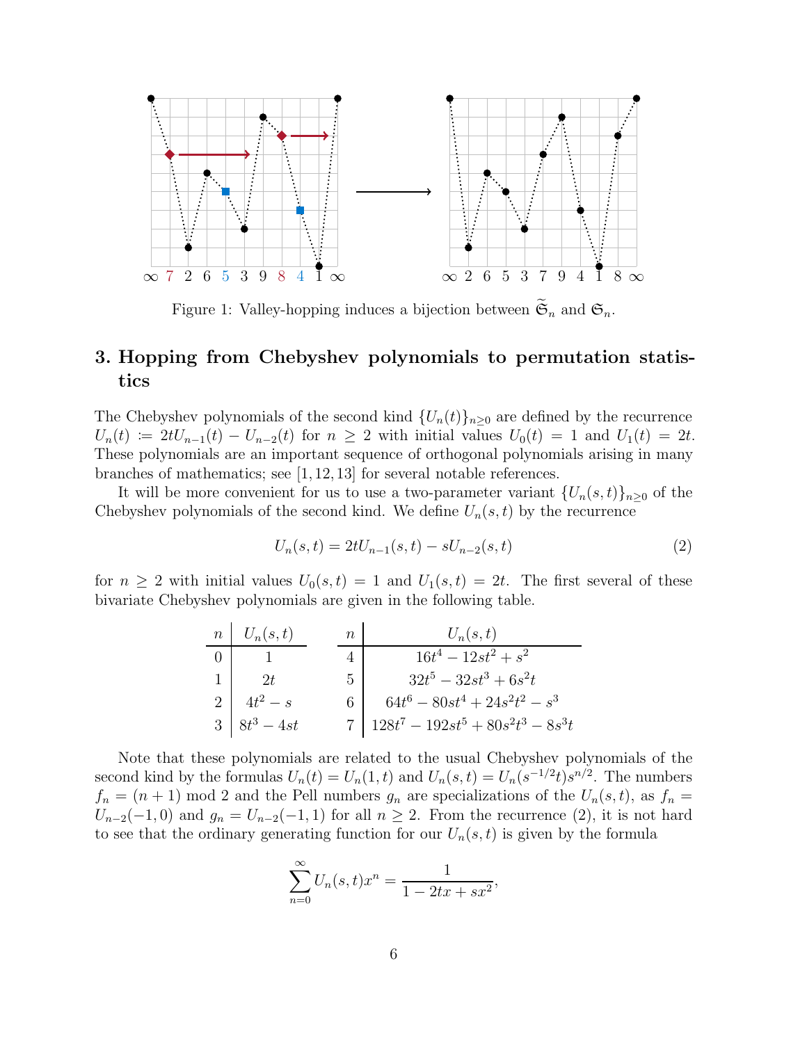Figure 1: Valley-hopping induces a bijection between $\widetilde{\mathfrak{S}}_n$ and $\mathfrak{S}_n$.

## 3. Hopping from Chebyshev polynomials to permutation statistics

The Chebyshev polynomials of the second kind $\{U_n(t)\}_{n\geq 0}$ are defined by the recurrence $U_n(t) \coloneqq 2tU_{n-1}(t) - U_{n-2}(t)$ for $n \geq 2$ with initial values $U_0(t) = 1$ and $U_1(t) = 2t$. These polynomials are an important sequence of orthogonal polynomials arising in many branches of mathematics; see [1, 12, 13] for several notable references.

It will be more convenient for us to use a two-parameter variant $\{U_n(s,t)\}_{n\geq 0}$ of the Chebyshev polynomials of the second kind. We define $U_n(s,t)$ by the recurrence

$$U_n(s,t) = 2tU_{n-1}(s,t) - sU_{n-2}(s,t) \tag{2}$$

for $n \geq 2$ with initial values $U_0(s,t) = 1$ and $U_1(s,t) = 2t$. The first several of these bivariate Chebyshev polynomials are given in the following table.

| $n$ | $U_n(s,t)$ | $n$ | $U_n(s,t)$ |
|---|---|---|---|
| 0 | $1$ | 4 | $16t^4 - 12st^2 + s^2$ |
| 1 | $2t$ | 5 | $32t^5 - 32st^3 + 6s^2t$ |
| 2 | $4t^2 - s$ | 6 | $64t^6 - 80st^4 + 24s^2t^2 - s^3$ |
| 3 | $8t^3 - 4st$ | 7 | $128t^7 - 192st^5 + 80s^2t^3 - 8s^3t$ |

Note that these polynomials are related to the usual Chebyshev polynomials of the second kind by the formulas $U_n(t) = U_n(1,t)$ and $U_n(s,t) = U_n(s^{-1/2}t)s^{n/2}$. The numbers $f_n = (n+1) \bmod 2$ and the Pell numbers $g_n$ are specializations of the $U_n(s,t)$, as $f_n = U_{n-2}(-1,0)$ and $g_n = U_{n-2}(-1,1)$ for all $n \geq 2$. From the recurrence (2), it is not hard to see that the ordinary generating function for our $U_n(s,t)$ is given by the formula

$$\sum_{n=0}^{\infty} U_n(s,t)x^n = \frac{1}{1 - 2tx + sx^2},$$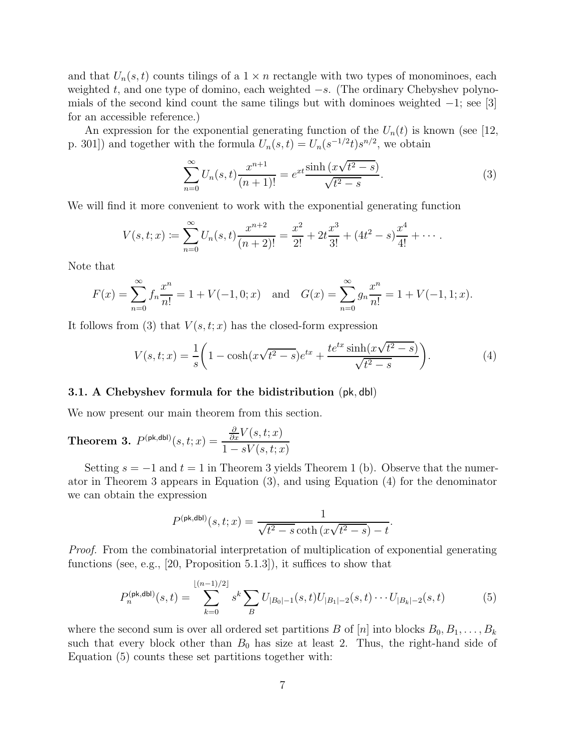and that $U_n(s,t)$ counts tilings of a $1 \times n$ rectangle with two types of monominoes, each weighted $t$, and one type of domino, each weighted $-s$. (The ordinary Chebyshev polynomials of the second kind count the same tilings but with dominoes weighted $-1$; see [3] for an accessible reference.)

An expression for the exponential generating function of the $U_n(t)$ is known (see [12, p. 301]) and together with the formula $U_n(s,t) = U_n(s^{-1/2}t)s^{n/2}$, we obtain

$$\sum_{n=0}^{\infty} U_n(s,t)\frac{x^{n+1}}{(n+1)!} = e^{xt}\frac{\sinh\left(x\sqrt{t^2-s}\right)}{\sqrt{t^2-s}}. \tag{3}$$

We will find it more convenient to work with the exponential generating function

$$V(s,t;x) \coloneqq \sum_{n=0}^{\infty} U_n(s,t)\frac{x^{n+2}}{(n+2)!} = \frac{x^2}{2!} + 2t\frac{x^3}{3!} + (4t^2-s)\frac{x^4}{4!} + \cdots.$$

Note that

$$F(x) = \sum_{n=0}^{\infty} f_n \frac{x^n}{n!} = 1 + V(-1,0;x) \quad \text{and} \quad G(x) = \sum_{n=0}^{\infty} g_n \frac{x^n}{n!} = 1 + V(-1,1;x).$$

It follows from (3) that $V(s,t;x)$ has the closed-form expression

$$V(s,t;x) = \frac{1}{s}\left(1 - \cosh(x\sqrt{t^2-s})e^{tx} + \frac{te^{tx}\sinh(x\sqrt{t^2-s})}{\sqrt{t^2-s}}\right). \tag{4}$$

### 3.1. A Chebyshev formula for the bidistribution (pk, dbl)

We now present our main theorem from this section.

**Theorem 3.** $P^{(\mathsf{pk},\mathsf{dbl})}(s,t;x) = \dfrac{\frac{\partial}{\partial x}V(s,t;x)}{1 - sV(s,t;x)}$

Setting $s=-1$ and $t=1$ in Theorem 3 yields Theorem 1 (b). Observe that the numerator in Theorem 3 appears in Equation (3), and using Equation (4) for the denominator we can obtain the expression

$$P^{(\mathsf{pk},\mathsf{dbl})}(s,t;x) = \frac{1}{\sqrt{t^2-s}\coth\left(x\sqrt{t^2-s}\right) - t}.$$

*Proof.* From the combinatorial interpretation of multiplication of exponential generating functions (see, e.g., [20, Proposition 5.1.3]), it suffices to show that

$$P_n^{(\mathsf{pk},\mathsf{dbl})}(s,t) = \sum_{k=0}^{\lfloor (n-1)/2 \rfloor} s^k \sum_{B} U_{|B_0|-1}(s,t)U_{|B_1|-2}(s,t)\cdots U_{|B_k|-2}(s,t) \tag{5}$$

where the second sum is over all ordered set partitions $B$ of $[n]$ into blocks $B_0, B_1, \ldots, B_k$ such that every block other than $B_0$ has size at least 2. Thus, the right-hand side of Equation (5) counts these set partitions together with: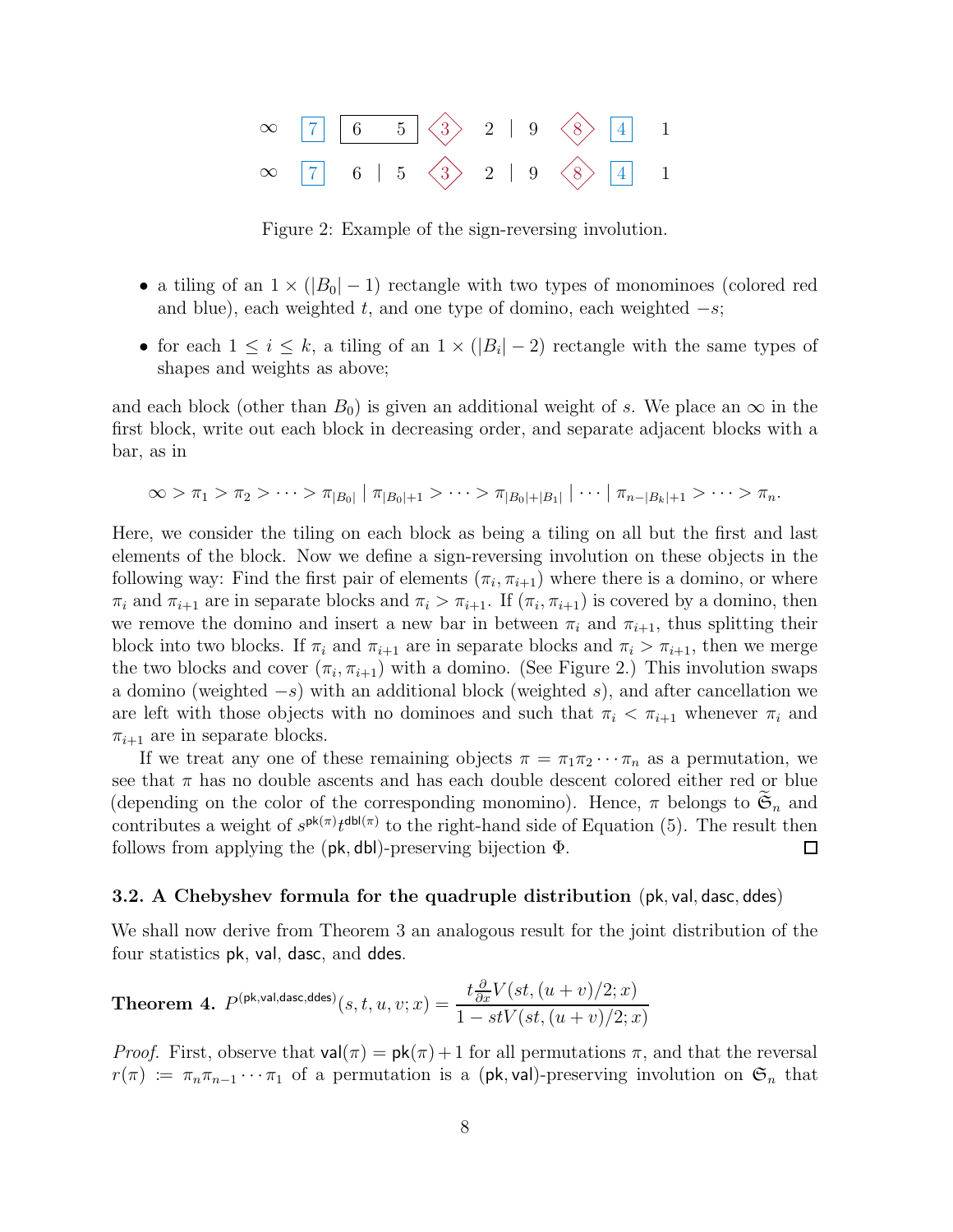$$\infty \quad \boxed{7} \quad \boxed{6 \quad 5} \quad \langle 3 \rangle \quad 2 \mid 9 \quad \langle 8 \rangle \quad \boxed{4} \quad 1$$

$$\infty \quad \boxed{7} \quad 6 \mid 5 \quad \langle 3 \rangle \quad 2 \mid 9 \quad \langle 8 \rangle \quad \boxed{4} \quad 1$$

Figure 2: Example of the sign-reversing involution.

- a tiling of an $1 \times (|B_0| - 1)$ rectangle with two types of monominoes (colored red and blue), each weighted $t$, and one type of domino, each weighted $-s$;
- for each $1 \leq i \leq k$, a tiling of an $1 \times (|B_i| - 2)$ rectangle with the same types of shapes and weights as above;

and each block (other than $B_0$) is given an additional weight of $s$. We place an $\infty$ in the first block, write out each block in decreasing order, and separate adjacent blocks with a bar, as in

$$\infty > \pi_1 > \pi_2 > \cdots > \pi_{|B_0|} \mid \pi_{|B_0|+1} > \cdots > \pi_{|B_0|+|B_1|} \mid \cdots \mid \pi_{n-|B_k|+1} > \cdots > \pi_n.$$

Here, we consider the tiling on each block as being a tiling on all but the first and last elements of the block. Now we define a sign-reversing involution on these objects in the following way: Find the first pair of elements $(\pi_i, \pi_{i+1})$ where there is a domino, or where $\pi_i$ and $\pi_{i+1}$ are in separate blocks and $\pi_i > \pi_{i+1}$. If $(\pi_i, \pi_{i+1})$ is covered by a domino, then we remove the domino and insert a new bar in between $\pi_i$ and $\pi_{i+1}$, thus splitting their block into two blocks. If $\pi_i$ and $\pi_{i+1}$ are in separate blocks and $\pi_i > \pi_{i+1}$, then we merge the two blocks and cover $(\pi_i, \pi_{i+1})$ with a domino. (See Figure 2.) This involution swaps a domino (weighted $-s$) with an additional block (weighted $s$), and after cancellation we are left with those objects with no dominoes and such that $\pi_i < \pi_{i+1}$ whenever $\pi_i$ and $\pi_{i+1}$ are in separate blocks.

If we treat any one of these remaining objects $\pi = \pi_1\pi_2\cdots\pi_n$ as a permutation, we see that $\pi$ has no double ascents and has each double descent colored either red or blue (depending on the color of the corresponding monomino). Hence, $\pi$ belongs to $\widetilde{\mathfrak{S}}_n$ and contributes a weight of $s^{\mathsf{pk}(\pi)}t^{\mathsf{dbl}(\pi)}$ to the right-hand side of Equation (5). The result then follows from applying the $(\mathsf{pk}, \mathsf{dbl})$-preserving bijection $\Phi$. $\square$

### 3.2. A Chebyshev formula for the quadruple distribution $(\mathsf{pk}, \mathsf{val}, \mathsf{dasc}, \mathsf{ddes})$

We shall now derive from Theorem 3 an analogous result for the joint distribution of the four statistics $\mathsf{pk}$, $\mathsf{val}$, $\mathsf{dasc}$, and $\mathsf{ddes}$.

**Theorem 4.** $P^{(\mathsf{pk},\mathsf{val},\mathsf{dasc},\mathsf{ddes})}(s,t,u,v;x) = \dfrac{t\frac{\partial}{\partial x}V(st,(u+v)/2;x)}{1 - stV(st,(u+v)/2;x)}$

*Proof.* First, observe that $\mathsf{val}(\pi) = \mathsf{pk}(\pi) + 1$ for all permutations $\pi$, and that the reversal $r(\pi) \coloneqq \pi_n\pi_{n-1}\cdots\pi_1$ of a permutation is a $(\mathsf{pk}, \mathsf{val})$-preserving involution on $\mathfrak{S}_n$ that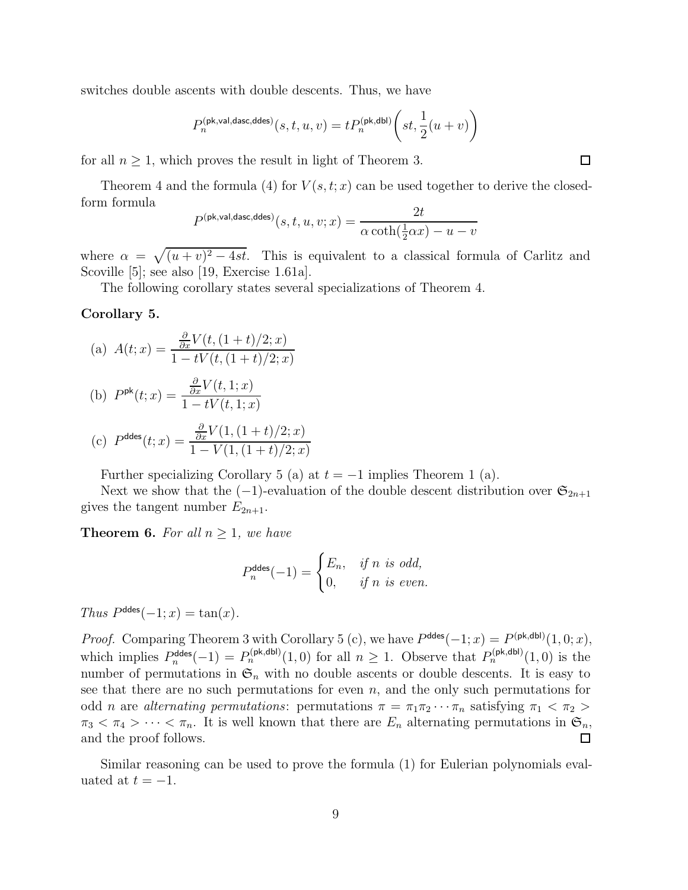switches double ascents with double descents. Thus, we have

$$P_n^{(\mathsf{pk},\mathsf{val},\mathsf{dasc},\mathsf{ddes})}(s,t,u,v) = tP_n^{(\mathsf{pk},\mathsf{dbl})}\left(st, \frac{1}{2}(u+v)\right)$$

for all $n \geq 1$, which proves the result in light of Theorem 3. $\square$

Theorem 4 and the formula (4) for $V(s,t;x)$ can be used together to derive the closed-form formula

$$P^{(\mathsf{pk},\mathsf{val},\mathsf{dasc},\mathsf{ddes})}(s,t,u,v;x) = \frac{2t}{\alpha\coth(\frac{1}{2}\alpha x) - u - v}$$

where $\alpha = \sqrt{(u+v)^2 - 4st}$. This is equivalent to a classical formula of Carlitz and Scoville [5]; see also [19, Exercise 1.61a].

The following corollary states several specializations of Theorem 4.

**Corollary 5.**

(a) $A(t;x) = \dfrac{\frac{\partial}{\partial x}V(t,(1+t)/2;x)}{1 - tV(t,(1+t)/2;x)}$

(b) $P^{\mathsf{pk}}(t;x) = \dfrac{\frac{\partial}{\partial x}V(t,1;x)}{1 - tV(t,1;x)}$

(c) $P^{\mathsf{ddes}}(t;x) = \dfrac{\frac{\partial}{\partial x}V(1,(1+t)/2;x)}{1 - V(1,(1+t)/2;x)}$

Further specializing Corollary 5 (a) at $t = -1$ implies Theorem 1 (a).

Next we show that the $(-1)$-evaluation of the double descent distribution over $\mathfrak{S}_{2n+1}$ gives the tangent number $E_{2n+1}$.

**Theorem 6.** *For all $n \geq 1$, we have*

$$P_n^{\mathsf{ddes}}(-1) = \begin{cases} E_n, & \text{if } n \text{ is odd,} \\ 0, & \text{if } n \text{ is even.} \end{cases}$$

*Thus $P^{\mathsf{ddes}}(-1;x) = \tan(x)$.*

*Proof.* Comparing Theorem 3 with Corollary 5 (c), we have $P^{\mathsf{ddes}}(-1;x) = P^{(\mathsf{pk},\mathsf{dbl})}(1,0;x)$, which implies $P_n^{\mathsf{ddes}}(-1) = P_n^{(\mathsf{pk},\mathsf{dbl})}(1,0)$ for all $n \geq 1$. Observe that $P_n^{(\mathsf{pk},\mathsf{dbl})}(1,0)$ is the number of permutations in $\mathfrak{S}_n$ with no double ascents or double descents. It is easy to see that there are no such permutations for even $n$, and the only such permutations for odd $n$ are *alternating permutations*: permutations $\pi = \pi_1\pi_2\cdots\pi_n$ satisfying $\pi_1 < \pi_2 > \pi_3 < \pi_4 > \cdots < \pi_n$. It is well known that there are $E_n$ alternating permutations in $\mathfrak{S}_n$, and the proof follows. $\square$

Similar reasoning can be used to prove the formula (1) for Eulerian polynomials evaluated at $t = -1$.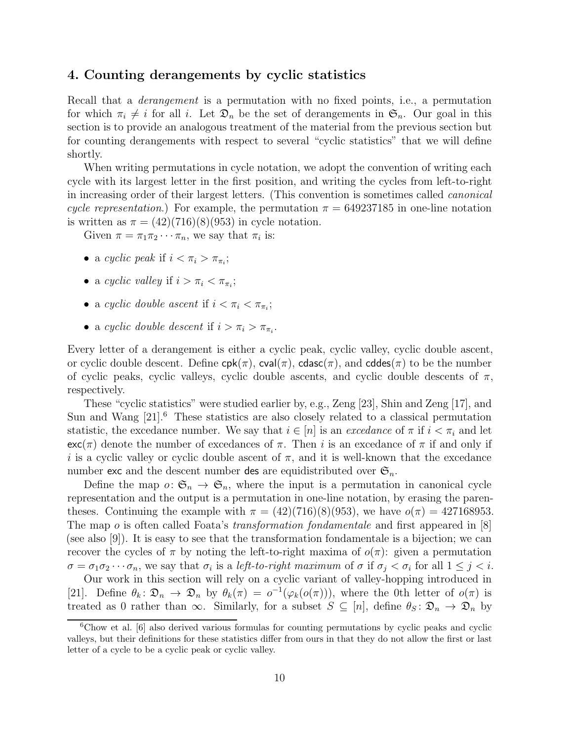## 4. Counting derangements by cyclic statistics

Recall that a *derangement* is a permutation with no fixed points, i.e., a permutation for which $\pi_i \neq i$ for all $i$. Let $\mathfrak{D}_n$ be the set of derangements in $\mathfrak{S}_n$. Our goal in this section is to provide an analogous treatment of the material from the previous section but for counting derangements with respect to several "cyclic statistics" that we will define shortly.

When writing permutations in cycle notation, we adopt the convention of writing each cycle with its largest letter in the first position, and writing the cycles from left-to-right in increasing order of their largest letters. (This convention is sometimes called *canonical cycle representation*.) For example, the permutation $\pi = 649237185$ in one-line notation is written as $\pi = (42)(716)(8)(953)$ in cycle notation.

Given $\pi = \pi_1\pi_2\cdots\pi_n$, we say that $\pi_i$ is:

- a *cyclic peak* if $i < \pi_i > \pi_{\pi_i}$;
- a *cyclic valley* if $i > \pi_i < \pi_{\pi_i}$;
- a *cyclic double ascent* if $i < \pi_i < \pi_{\pi_i}$;
- a *cyclic double descent* if $i > \pi_i > \pi_{\pi_i}$.

Every letter of a derangement is either a cyclic peak, cyclic valley, cyclic double ascent, or cyclic double descent. Define $\mathsf{cpk}(\pi)$, $\mathsf{cval}(\pi)$, $\mathsf{cdasc}(\pi)$, and $\mathsf{cddes}(\pi)$ to be the number of cyclic peaks, cyclic valleys, cyclic double ascents, and cyclic double descents of $\pi$, respectively.

These "cyclic statistics" were studied earlier by, e.g., Zeng [23], Shin and Zeng [17], and Sun and Wang [21].[6] These statistics are also closely related to a classical permutation statistic, the excedance number. We say that $i \in [n]$ is an *excedance* of $\pi$ if $i < \pi_i$ and let $\mathsf{exc}(\pi)$ denote the number of excedances of $\pi$. Then $i$ is an excedance of $\pi$ if and only if $i$ is a cyclic valley or cyclic double ascent of $\pi$, and it is well-known that the excedance number $\mathsf{exc}$ and the descent number $\mathsf{des}$ are equidistributed over $\mathfrak{S}_n$.

Define the map $o\colon \mathfrak{S}_n \to \mathfrak{S}_n$, where the input is a permutation in canonical cycle representation and the output is a permutation in one-line notation, by erasing the parentheses. Continuing the example with $\pi = (42)(716)(8)(953)$, we have $o(\pi) = 427168953$. The map $o$ is often called Foata's *transformation fondamentale* and first appeared in [8] (see also [9]). It is easy to see that the transformation fondamentale is a bijection; we can recover the cycles of $\pi$ by noting the left-to-right maxima of $o(\pi)$: given a permutation $\sigma = \sigma_1\sigma_2\cdots\sigma_n$, we say that $\sigma_i$ is a *left-to-right maximum* of $\sigma$ if $\sigma_j < \sigma_i$ for all $1 \leq j < i$.

Our work in this section will rely on a cyclic variant of valley-hopping introduced in [21]. Define $\theta_k\colon \mathfrak{D}_n \to \mathfrak{D}_n$ by $\theta_k(\pi) = o^{-1}(\varphi_k(o(\pi)))$, where the 0th letter of $o(\pi)$ is treated as 0 rather than $\infty$. Similarly, for a subset $S \subseteq [n]$, define $\theta_S\colon \mathfrak{D}_n \to \mathfrak{D}_n$ by

[6] Chow et al. [6] also derived various formulas for counting permutations by cyclic peaks and cyclic valleys, but their definitions for these statistics differ from ours in that they do not allow the first or last letter of a cycle to be a cyclic peak or cyclic valley.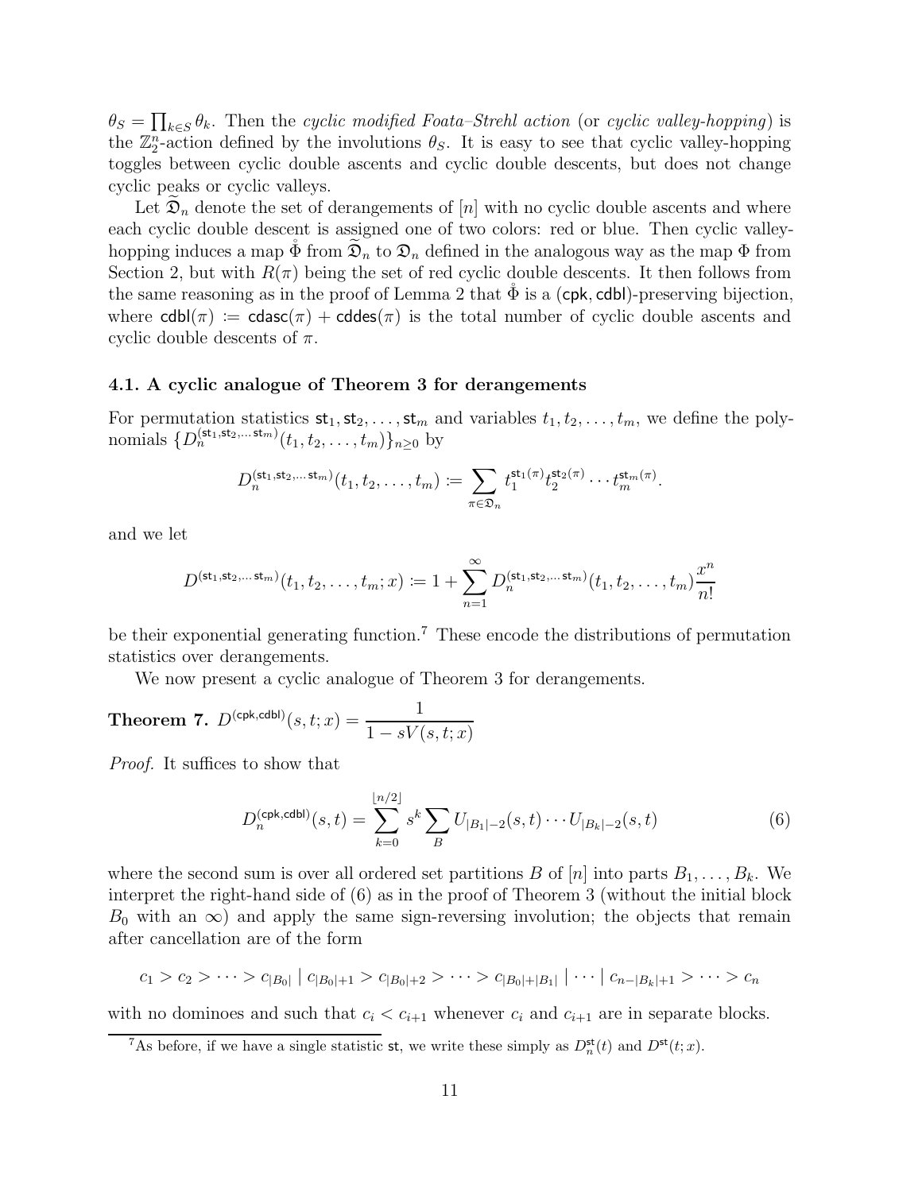$\theta_S = \prod_{k \in S} \theta_k$. Then the *cyclic modified Foata–Strehl action* (or *cyclic valley-hopping*) is the $\mathbb{Z}_2^n$-action defined by the involutions $\theta_S$. It is easy to see that cyclic valley-hopping toggles between cyclic double ascents and cyclic double descents, but does not change cyclic peaks or cyclic valleys.

Let $\widetilde{\mathfrak{D}}_n$ denote the set of derangements of $[n]$ with no cyclic double ascents and where each cyclic double descent is assigned one of two colors: red or blue. Then cyclic valley-hopping induces a map $\mathring{\Phi}$ from $\widetilde{\mathfrak{D}}_n$ to $\mathfrak{D}_n$ defined in the analogous way as the map $\Phi$ from Section 2, but with $R(\pi)$ being the set of red cyclic double descents. It then follows from the same reasoning as in the proof of Lemma 2 that $\mathring{\Phi}$ is a $(\mathsf{cpk}, \mathsf{cdbl})$-preserving bijection, where $\mathsf{cdbl}(\pi) \coloneqq \mathsf{cdasc}(\pi) + \mathsf{cddes}(\pi)$ is the total number of cyclic double ascents and cyclic double descents of $\pi$.

### 4.1. A cyclic analogue of Theorem 3 for derangements

For permutation statistics $\mathsf{st}_1, \mathsf{st}_2, \ldots, \mathsf{st}_m$ and variables $t_1, t_2, \ldots, t_m$, we define the polynomials $\{D_n^{(\mathsf{st}_1,\mathsf{st}_2,\ldots\mathsf{st}_m)}(t_1, t_2, \ldots, t_m)\}_{n \geq 0}$ by

$$D_n^{(\mathsf{st}_1,\mathsf{st}_2,\ldots\mathsf{st}_m)}(t_1, t_2, \ldots, t_m) \coloneqq \sum_{\pi \in \mathfrak{D}_n} t_1^{\mathsf{st}_1(\pi)} t_2^{\mathsf{st}_2(\pi)} \cdots t_m^{\mathsf{st}_m(\pi)}.$$

and we let

$$D^{(\mathsf{st}_1,\mathsf{st}_2,\ldots\mathsf{st}_m)}(t_1, t_2, \ldots, t_m; x) \coloneqq 1 + \sum_{n=1}^{\infty} D_n^{(\mathsf{st}_1,\mathsf{st}_2,\ldots\mathsf{st}_m)}(t_1, t_2, \ldots, t_m) \frac{x^n}{n!}$$

be their exponential generating function.[7] These encode the distributions of permutation statistics over derangements.

We now present a cyclic analogue of Theorem 3 for derangements.

**Theorem 7.** $D^{(\mathsf{cpk},\mathsf{cdbl})}(s, t; x) = \dfrac{1}{1 - sV(s, t; x)}$

*Proof.* It suffices to show that

$$D_n^{(\mathsf{cpk},\mathsf{cdbl})}(s, t) = \sum_{k=0}^{\lfloor n/2 \rfloor} s^k \sum_B U_{|B_1|-2}(s, t) \cdots U_{|B_k|-2}(s, t) \tag{6}$$

where the second sum is over all ordered set partitions $B$ of $[n]$ into parts $B_1, \ldots, B_k$. We interpret the right-hand side of (6) as in the proof of Theorem 3 (without the initial block $B_0$ with an $\infty$) and apply the same sign-reversing involution; the objects that remain after cancellation are of the form

$$c_1 > c_2 > \cdots > c_{|B_0|} \mid c_{|B_0|+1} > c_{|B_0|+2} > \cdots > c_{|B_0|+|B_1|} \mid \cdots \mid c_{n-|B_k|+1} > \cdots > c_n$$

with no dominoes and such that $c_i < c_{i+1}$ whenever $c_i$ and $c_{i+1}$ are in separate blocks.

[7] As before, if we have a single statistic $\mathsf{st}$, we write these simply as $D_n^{\mathsf{st}}(t)$ and $D^{\mathsf{st}}(t; x)$.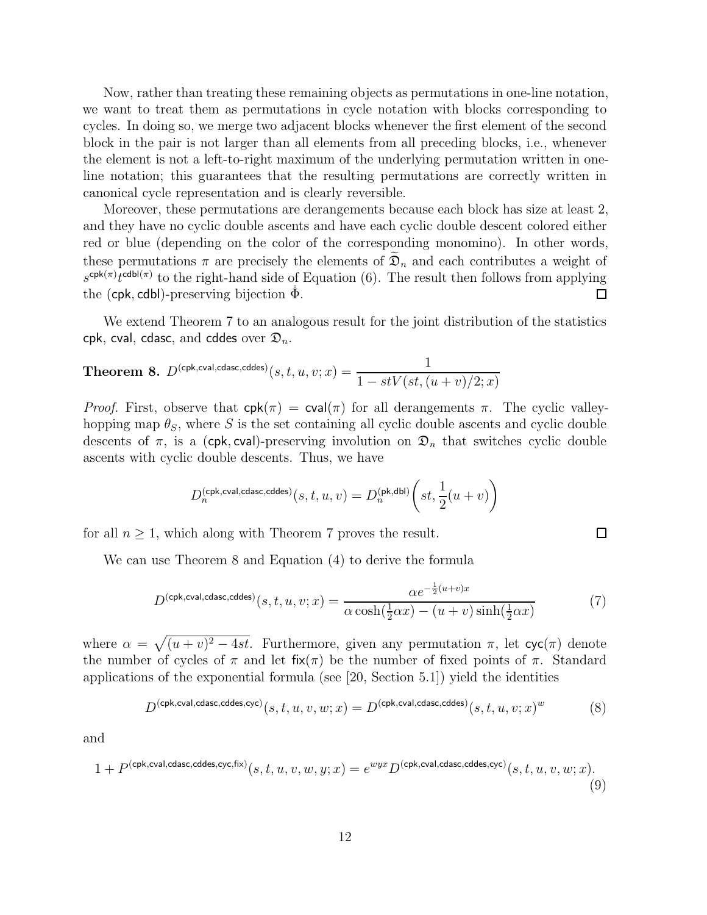Now, rather than treating these remaining objects as permutations in one-line notation, we want to treat them as permutations in cycle notation with blocks corresponding to cycles. In doing so, we merge two adjacent blocks whenever the first element of the second block in the pair is not larger than all elements from all preceding blocks, i.e., whenever the element is not a left-to-right maximum of the underlying permutation written in one-line notation; this guarantees that the resulting permutations are correctly written in canonical cycle representation and is clearly reversible.

Moreover, these permutations are derangements because each block has size at least 2, and they have no cyclic double ascents and have each cyclic double descent colored either red or blue (depending on the color of the corresponding monomino). In other words, these permutations $\pi$ are precisely the elements of $\widetilde{\mathfrak{D}}_n$ and each contributes a weight of $s^{\mathsf{cpk}(\pi)}t^{\mathsf{cdbl}(\pi)}$ to the right-hand side of Equation (6). The result then follows from applying the $(\mathsf{cpk},\mathsf{cdbl})$-preserving bijection $\mathring{\Phi}$. □

We extend Theorem 7 to an analogous result for the joint distribution of the statistics $\mathsf{cpk}$, $\mathsf{cval}$, $\mathsf{cdasc}$, and $\mathsf{cddes}$ over $\mathfrak{D}_n$.

**Theorem 8.** $D^{(\mathsf{cpk},\mathsf{cval},\mathsf{cdasc},\mathsf{cddes})}(s,t,u,v;x) = \dfrac{1}{1 - stV(st,(u+v)/2;x)}$

*Proof.* First, observe that $\mathsf{cpk}(\pi) = \mathsf{cval}(\pi)$ for all derangements $\pi$. The cyclic valley-hopping map $\theta_S$, where $S$ is the set containing all cyclic double ascents and cyclic double descents of $\pi$, is a $(\mathsf{cpk},\mathsf{cval})$-preserving involution on $\mathfrak{D}_n$ that switches cyclic double ascents with cyclic double descents. Thus, we have

$$D_n^{(\mathsf{cpk},\mathsf{cval},\mathsf{cdasc},\mathsf{cddes})}(s,t,u,v) = D_n^{(\mathsf{pk},\mathsf{dbl})}\left(st, \frac{1}{2}(u+v)\right)$$

for all $n \geq 1$, which along with Theorem 7 proves the result. □

We can use Theorem 8 and Equation (4) to derive the formula

$$D^{(\mathsf{cpk},\mathsf{cval},\mathsf{cdasc},\mathsf{cddes})}(s,t,u,v;x) = \frac{\alpha e^{-\frac{1}{2}(u+v)x}}{\alpha\cosh(\frac{1}{2}\alpha x) - (u+v)\sinh(\frac{1}{2}\alpha x)} \tag{7}$$

where $\alpha = \sqrt{(u+v)^2 - 4st}$. Furthermore, given any permutation $\pi$, let $\mathsf{cyc}(\pi)$ denote the number of cycles of $\pi$ and let $\mathsf{fix}(\pi)$ be the number of fixed points of $\pi$. Standard applications of the exponential formula (see [20, Section 5.1]) yield the identities

$$D^{(\mathsf{cpk},\mathsf{cval},\mathsf{cdasc},\mathsf{cddes},\mathsf{cyc})}(s,t,u,v,w;x) = D^{(\mathsf{cpk},\mathsf{cval},\mathsf{cdasc},\mathsf{cddes})}(s,t,u,v;x)^w \tag{8}$$

and

$$1 + P^{(\mathsf{cpk},\mathsf{cval},\mathsf{cdasc},\mathsf{cddes},\mathsf{cyc},\mathsf{fix})}(s,t,u,v,w,y;x) = e^{wyx}D^{(\mathsf{cpk},\mathsf{cval},\mathsf{cdasc},\mathsf{cddes},\mathsf{cyc})}(s,t,u,v,w;x). \tag{9}$$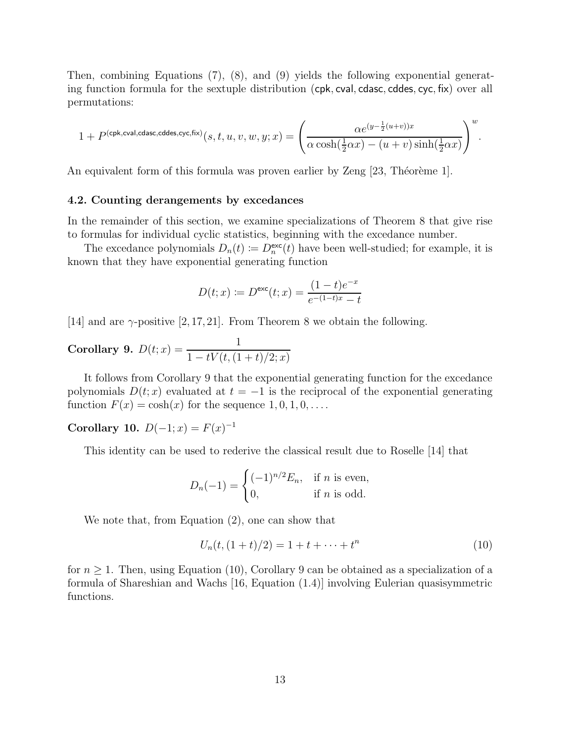Then, combining Equations (7), (8), and (9) yields the following exponential generating function formula for the sextuple distribution (cpk, cval, cdasc, cddes, cyc, fix) over all permutations:

$$1 + P^{(\mathsf{cpk},\mathsf{cval},\mathsf{cdasc},\mathsf{cddes},\mathsf{cyc},\mathsf{fix})}(s,t,u,v,w,y;x) = \left( \frac{\alpha e^{(y-\frac{1}{2}(u+v))x}}{\alpha \cosh(\frac{1}{2}\alpha x) - (u+v)\sinh(\frac{1}{2}\alpha x)} \right)^{w}.$$

An equivalent form of this formula was proven earlier by Zeng [23, Théorème 1].

### 4.2. Counting derangements by excedances

In the remainder of this section, we examine specializations of Theorem 8 that give rise to formulas for individual cyclic statistics, beginning with the excedance number.

The excedance polynomials $D_n(t) \coloneqq D_n^{\mathsf{exc}}(t)$ have been well-studied; for example, it is known that they have exponential generating function

$$D(t;x) \coloneqq D^{\mathsf{exc}}(t;x) = \frac{(1-t)e^{-x}}{e^{-(1-t)x} - t}$$

[14] and are $\gamma$-positive [2, 17, 21]. From Theorem 8 we obtain the following.

**Corollary 9.** $D(t;x) = \dfrac{1}{1 - tV(t,(1+t)/2;x)}$

It follows from Corollary 9 that the exponential generating function for the excedance polynomials $D(t;x)$ evaluated at $t=-1$ is the reciprocal of the exponential generating function $F(x) = \cosh(x)$ for the sequence $1, 0, 1, 0, \ldots$.

**Corollary 10.** $D(-1;x) = F(x)^{-1}$

This identity can be used to rederive the classical result due to Roselle [14] that

$$D_n(-1) = \begin{cases} (-1)^{n/2} E_n, & \text{if } n \text{ is even,} \\ 0, & \text{if } n \text{ is odd.} \end{cases}$$

We note that, from Equation (2), one can show that

$$U_n(t,(1+t)/2) = 1 + t + \cdots + t^n \tag{10}$$

for $n \geq 1$. Then, using Equation (10), Corollary 9 can be obtained as a specialization of a formula of Shareshian and Wachs [16, Equation (1.4)] involving Eulerian quasisymmetric functions.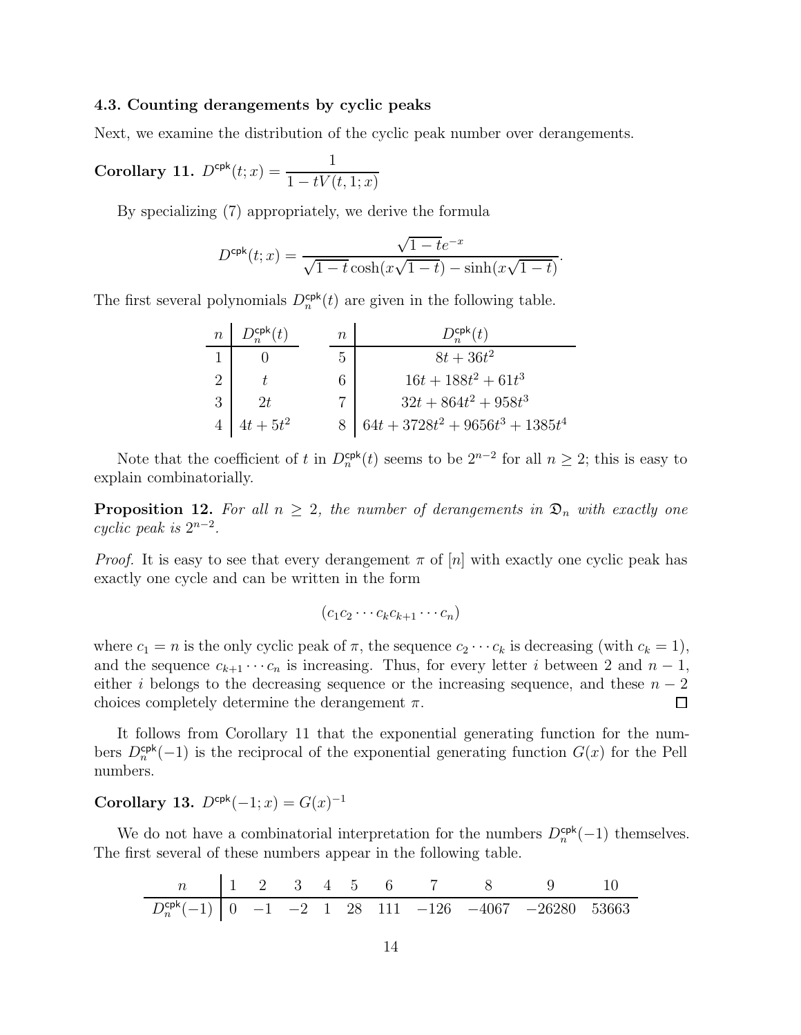### 4.3. Counting derangements by cyclic peaks

Next, we examine the distribution of the cyclic peak number over derangements.

**Corollary 11.** $D^{\mathsf{cpk}}(t;x) = \dfrac{1}{1 - tV(t,1;x)}$

By specializing (7) appropriately, we derive the formula

$$D^{\mathsf{cpk}}(t;x) = \frac{\sqrt{1-t}e^{-x}}{\sqrt{1-t}\cosh(x\sqrt{1-t}) - \sinh(x\sqrt{1-t})}.$$

The first several polynomials $D_n^{\mathsf{cpk}}(t)$ are given in the following table.

| $n$ | $D_n^{\mathsf{cpk}}(t)$ | $n$ | $D_n^{\mathsf{cpk}}(t)$ |
|---|---|---|---|
| 1 | $0$ | 5 | $8t + 36t^2$ |
| 2 | $t$ | 6 | $16t + 188t^2 + 61t^3$ |
| 3 | $2t$ | 7 | $32t + 864t^2 + 958t^3$ |
| 4 | $4t + 5t^2$ | 8 | $64t + 3728t^2 + 9656t^3 + 1385t^4$ |

Note that the coefficient of $t$ in $D_n^{\mathsf{cpk}}(t)$ seems to be $2^{n-2}$ for all $n \geq 2$; this is easy to explain combinatorially.

**Proposition 12.** *For all $n \geq 2$, the number of derangements in $\mathfrak{D}_n$ with exactly one cyclic peak is $2^{n-2}$.*

*Proof.* It is easy to see that every derangement $\pi$ of $[n]$ with exactly one cyclic peak has exactly one cycle and can be written in the form

$$(c_1 c_2 \cdots c_k c_{k+1} \cdots c_n)$$

where $c_1 = n$ is the only cyclic peak of $\pi$, the sequence $c_2 \cdots c_k$ is decreasing (with $c_k = 1$), and the sequence $c_{k+1} \cdots c_n$ is increasing. Thus, for every letter $i$ between 2 and $n-1$, either $i$ belongs to the decreasing sequence or the increasing sequence, and these $n-2$ choices completely determine the derangement $\pi$. □

It follows from Corollary 11 that the exponential generating function for the numbers $D_n^{\mathsf{cpk}}(-1)$ is the reciprocal of the exponential generating function $G(x)$ for the Pell numbers.

**Corollary 13.** $D^{\mathsf{cpk}}(-1;x) = G(x)^{-1}$

We do not have a combinatorial interpretation for the numbers $D_n^{\mathsf{cpk}}(-1)$ themselves. The first several of these numbers appear in the following table.

| $n$ | 1 | 2 | 3 | 4 | 5 | 6 | 7 | 8 | 9 | 10 |
|---|---|---|---|---|---|---|---|---|---|---|
| $D_n^{\mathsf{cpk}}(-1)$ | 0 | −1 | −2 | 1 | 28 | 111 | −126 | −4067 | −26280 | 53663 |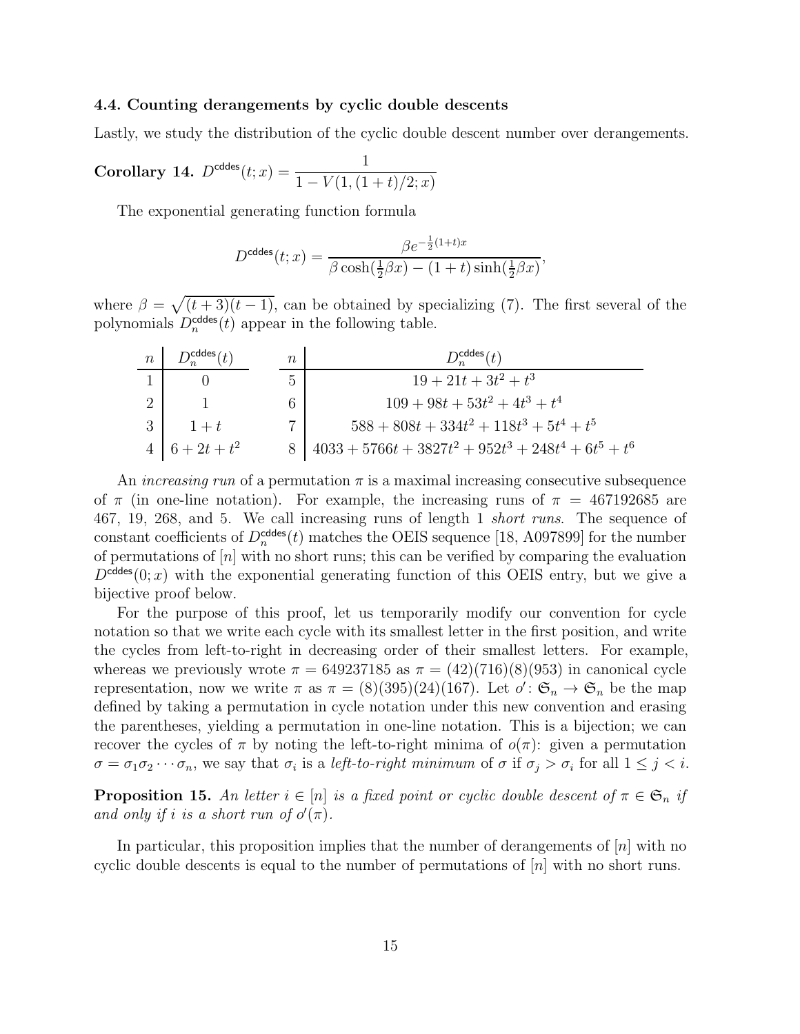### 4.4. Counting derangements by cyclic double descents

Lastly, we study the distribution of the cyclic double descent number over derangements.

**Corollary 14.** $D^{\mathsf{cddes}}(t;x) = \dfrac{1}{1 - V(1,(1+t)/2;x)}$

The exponential generating function formula

$$D^{\mathsf{cddes}}(t;x) = \frac{\beta e^{-\frac{1}{2}(1+t)x}}{\beta \cosh(\frac{1}{2}\beta x) - (1+t)\sinh(\frac{1}{2}\beta x)},$$

where $\beta = \sqrt{(t+3)(t-1)}$, can be obtained by specializing (7). The first several of the polynomials $D_n^{\mathsf{cddes}}(t)$ appear in the following table.

| $n$ | $D_n^{\mathsf{cddes}}(t)$ | $n$ | $D_n^{\mathsf{cddes}}(t)$ |
|---|---|---|---|
| 1 | $0$ | 5 | $19 + 21t + 3t^2 + t^3$ |
| 2 | $1$ | 6 | $109 + 98t + 53t^2 + 4t^3 + t^4$ |
| 3 | $1 + t$ | 7 | $588 + 808t + 334t^2 + 118t^3 + 5t^4 + t^5$ |
| 4 | $6 + 2t + t^2$ | 8 | $4033 + 5766t + 3827t^2 + 952t^3 + 248t^4 + 6t^5 + t^6$ |

An *increasing run* of a permutation $\pi$ is a maximal increasing consecutive subsequence of $\pi$ (in one-line notation). For example, the increasing runs of $\pi = 467192685$ are 467, 19, 268, and 5. We call increasing runs of length 1 *short runs*. The sequence of constant coefficients of $D_n^{\mathsf{cddes}}(t)$ matches the OEIS sequence [18, A097899] for the number of permutations of $[n]$ with no short runs; this can be verified by comparing the evaluation $D^{\mathsf{cddes}}(0;x)$ with the exponential generating function of this OEIS entry, but we give a bijective proof below.

For the purpose of this proof, let us temporarily modify our convention for cycle notation so that we write each cycle with its smallest letter in the first position, and write the cycles from left-to-right in decreasing order of their smallest letters. For example, whereas we previously wrote $\pi = 649237185$ as $\pi = (42)(716)(8)(953)$ in canonical cycle representation, now we write $\pi$ as $\pi = (8)(395)(24)(167)$. Let $o' \colon \mathfrak{S}_n \to \mathfrak{S}_n$ be the map defined by taking a permutation in cycle notation under this new convention and erasing the parentheses, yielding a permutation in one-line notation. This is a bijection; we can recover the cycles of $\pi$ by noting the left-to-right minima of $o(\pi)$: given a permutation $\sigma = \sigma_1\sigma_2\cdots\sigma_n$, we say that $\sigma_i$ is a *left-to-right minimum* of $\sigma$ if $\sigma_j > \sigma_i$ for all $1 \leq j < i$.

**Proposition 15.** *An letter $i \in [n]$ is a fixed point or cyclic double descent of $\pi \in \mathfrak{S}_n$ if and only if $i$ is a short run of $o'(\pi)$.*

In particular, this proposition implies that the number of derangements of $[n]$ with no cyclic double descents is equal to the number of permutations of $[n]$ with no short runs.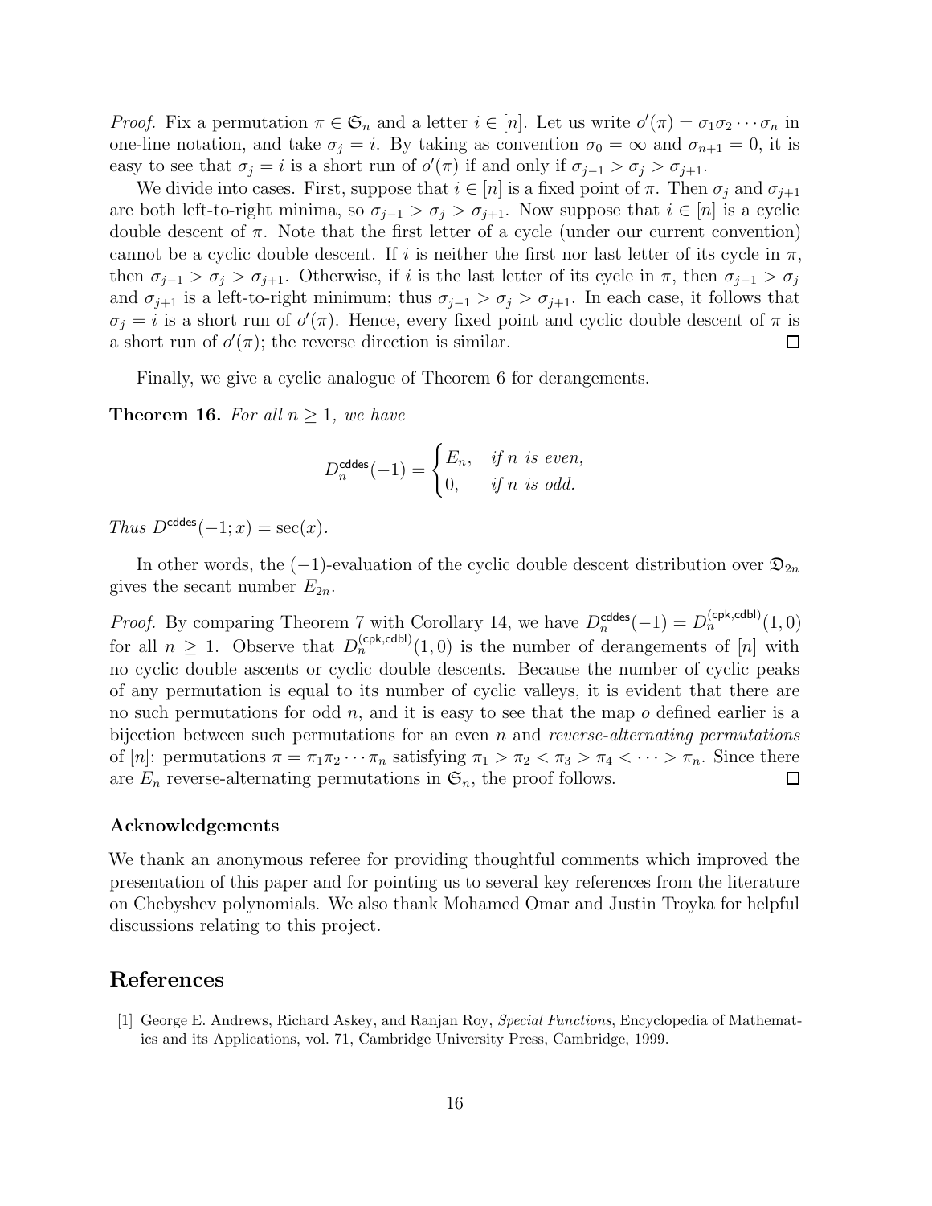*Proof.* Fix a permutation $\pi \in \mathfrak{S}_n$ and a letter $i \in [n]$. Let us write $o'(\pi) = \sigma_1\sigma_2 \cdots \sigma_n$ in one-line notation, and take $\sigma_j = i$. By taking as convention $\sigma_0 = \infty$ and $\sigma_{n+1} = 0$, it is easy to see that $\sigma_j = i$ is a short run of $o'(\pi)$ if and only if $\sigma_{j-1} > \sigma_j > \sigma_{j+1}$.

We divide into cases. First, suppose that $i \in [n]$ is a fixed point of $\pi$. Then $\sigma_j$ and $\sigma_{j+1}$ are both left-to-right minima, so $\sigma_{j-1} > \sigma_j > \sigma_{j+1}$. Now suppose that $i \in [n]$ is a cyclic double descent of $\pi$. Note that the first letter of a cycle (under our current convention) cannot be a cyclic double descent. If $i$ is neither the first nor last letter of its cycle in $\pi$, then $\sigma_{j-1} > \sigma_j > \sigma_{j+1}$. Otherwise, if $i$ is the last letter of its cycle in $\pi$, then $\sigma_{j-1} > \sigma_j$ and $\sigma_{j+1}$ is a left-to-right minimum; thus $\sigma_{j-1} > \sigma_j > \sigma_{j+1}$. In each case, it follows that $\sigma_j = i$ is a short run of $o'(\pi)$. Hence, every fixed point and cyclic double descent of $\pi$ is a short run of $o'(\pi)$; the reverse direction is similar. ◻

Finally, we give a cyclic analogue of Theorem 6 for derangements.

**Theorem 16.** *For all $n \geq 1$, we have*

$$D_n^{\mathsf{cddes}}(-1) = \begin{cases} E_n, & \text{if } n \text{ is even,} \\ 0, & \text{if } n \text{ is odd.} \end{cases}$$

*Thus $D^{\mathsf{cddes}}(-1; x) = \sec(x)$.*

In other words, the $(-1)$-evaluation of the cyclic double descent distribution over $\mathfrak{D}_{2n}$ gives the secant number $E_{2n}$.

*Proof.* By comparing Theorem 7 with Corollary 14, we have $D_n^{\mathsf{cddes}}(-1) = D_n^{(\mathsf{cpk},\mathsf{cdbl})}(1, 0)$ for all $n \geq 1$. Observe that $D_n^{(\mathsf{cpk},\mathsf{cdbl})}(1, 0)$ is the number of derangements of $[n]$ with no cyclic double ascents or cyclic double descents. Because the number of cyclic peaks of any permutation is equal to its number of cyclic valleys, it is evident that there are no such permutations for odd $n$, and it is easy to see that the map $o$ defined earlier is a bijection between such permutations for an even $n$ and *reverse-alternating permutations* of $[n]$: permutations $\pi = \pi_1\pi_2 \cdots \pi_n$ satisfying $\pi_1 > \pi_2 < \pi_3 > \pi_4 < \cdots > \pi_n$. Since there are $E_n$ reverse-alternating permutations in $\mathfrak{S}_n$, the proof follows. ◻

### Acknowledgements

We thank an anonymous referee for providing thoughtful comments which improved the presentation of this paper and for pointing us to several key references from the literature on Chebyshev polynomials. We also thank Mohamed Omar and Justin Troyka for helpful discussions relating to this project.

## References

[1] George E. Andrews, Richard Askey, and Ranjan Roy, *Special Functions*, Encyclopedia of Mathematics and its Applications, vol. 71, Cambridge University Press, Cambridge, 1999.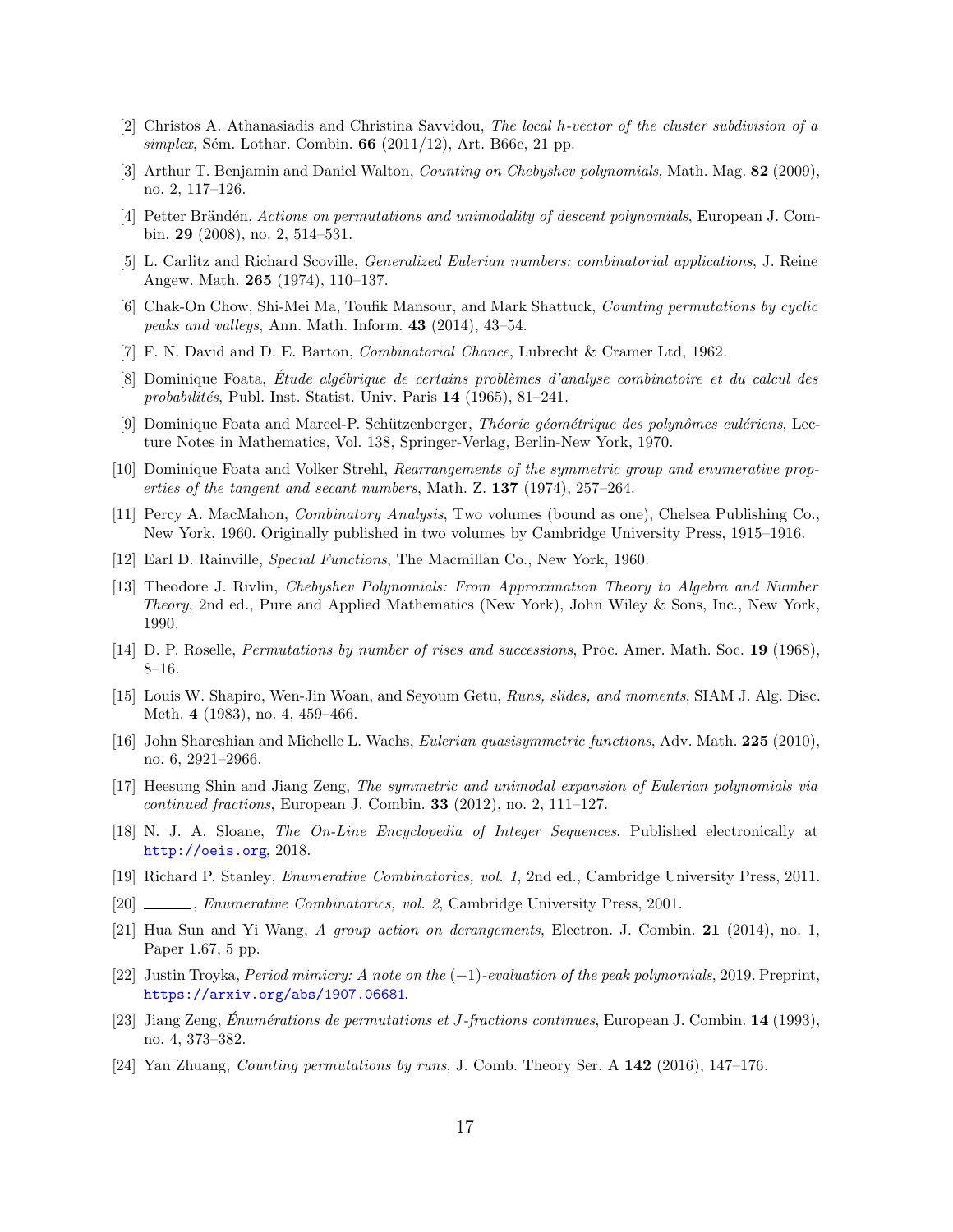[2] Christos A. Athanasiadis and Christina Savvidou, *The local h-vector of the cluster subdivision of a simplex*, Sém. Lothar. Combin. **66** (2011/12), Art. B66c, 21 pp.

[3] Arthur T. Benjamin and Daniel Walton, *Counting on Chebyshev polynomials*, Math. Mag. **82** (2009), no. 2, 117–126.

[4] Petter Brändén, *Actions on permutations and unimodality of descent polynomials*, European J. Combin. **29** (2008), no. 2, 514–531.

[5] L. Carlitz and Richard Scoville, *Generalized Eulerian numbers: combinatorial applications*, J. Reine Angew. Math. **265** (1974), 110–137.

[6] Chak-On Chow, Shi-Mei Ma, Toufik Mansour, and Mark Shattuck, *Counting permutations by cyclic peaks and valleys*, Ann. Math. Inform. **43** (2014), 43–54.

[7] F. N. David and D. E. Barton, *Combinatorial Chance*, Lubrecht & Cramer Ltd, 1962.

[8] Dominique Foata, *Étude algébrique de certains problèmes d'analyse combinatoire et du calcul des probabilités*, Publ. Inst. Statist. Univ. Paris **14** (1965), 81–241.

[9] Dominique Foata and Marcel-P. Schützenberger, *Théorie géométrique des polynômes eulériens*, Lecture Notes in Mathematics, Vol. 138, Springer-Verlag, Berlin-New York, 1970.

[10] Dominique Foata and Volker Strehl, *Rearrangements of the symmetric group and enumerative properties of the tangent and secant numbers*, Math. Z. **137** (1974), 257–264.

[11] Percy A. MacMahon, *Combinatory Analysis*, Two volumes (bound as one), Chelsea Publishing Co., New York, 1960. Originally published in two volumes by Cambridge University Press, 1915–1916.

[12] Earl D. Rainville, *Special Functions*, The Macmillan Co., New York, 1960.

[13] Theodore J. Rivlin, *Chebyshev Polynomials: From Approximation Theory to Algebra and Number Theory*, 2nd ed., Pure and Applied Mathematics (New York), John Wiley & Sons, Inc., New York, 1990.

[14] D. P. Roselle, *Permutations by number of rises and successions*, Proc. Amer. Math. Soc. **19** (1968), 8–16.

[15] Louis W. Shapiro, Wen-Jin Woan, and Seyoum Getu, *Runs, slides, and moments*, SIAM J. Alg. Disc. Meth. **4** (1983), no. 4, 459–466.

[16] John Shareshian and Michelle L. Wachs, *Eulerian quasisymmetric functions*, Adv. Math. **225** (2010), no. 6, 2921–2966.

[17] Heesung Shin and Jiang Zeng, *The symmetric and unimodal expansion of Eulerian polynomials via continued fractions*, European J. Combin. **33** (2012), no. 2, 111–127.

[18] N. J. A. Sloane, *The On-Line Encyclopedia of Integer Sequences*. Published electronically at http://oeis.org, 2018.

[19] Richard P. Stanley, *Enumerative Combinatorics, vol. 1*, 2nd ed., Cambridge University Press, 2011.

[20] ______, *Enumerative Combinatorics, vol. 2*, Cambridge University Press, 2001.

[21] Hua Sun and Yi Wang, *A group action on derangements*, Electron. J. Combin. **21** (2014), no. 1, Paper 1.67, 5 pp.

[22] Justin Troyka, *Period mimicry: A note on the $(-1)$-evaluation of the peak polynomials*, 2019. Preprint, https://arxiv.org/abs/1907.06681.

[23] Jiang Zeng, *Énumérations de permutations et J-fractions continues*, European J. Combin. **14** (1993), no. 4, 373–382.

[24] Yan Zhuang, *Counting permutations by runs*, J. Comb. Theory Ser. A **142** (2016), 147–176.